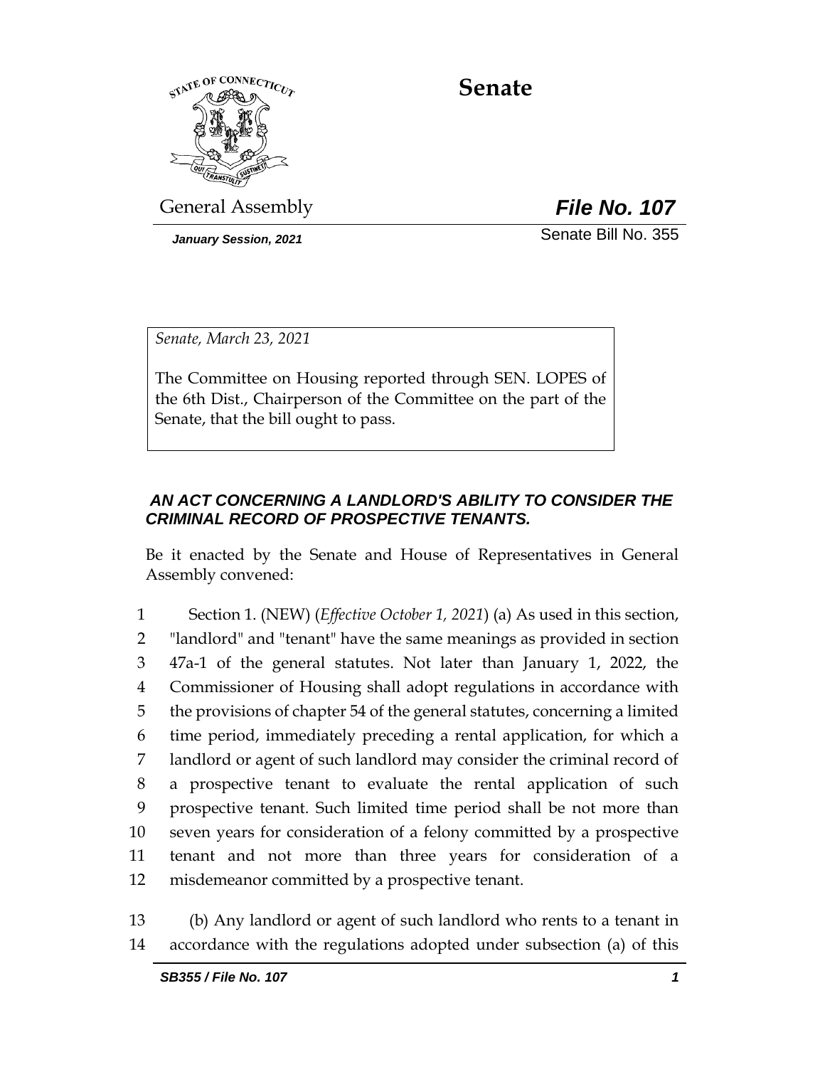# Senate

General Assembly **_File No. 107_**

*January Session, 2021* Senate Bill No. 355

*Senate, March 23, 2021*

The Committee on Housing reported through SEN. LOPES of the 6th Dist., Chairperson of the Committee on the part of the Senate, that the bill ought to pass.

### *AN ACT CONCERNING A LANDLORD'S ABILITY TO CONSIDER THE CRIMINAL RECORD OF PROSPECTIVE TENANTS.*

Be it enacted by the Senate and House of Representatives in General Assembly convened:

1 Section 1. (NEW) (*Effective October 1, 2021*) (a) As used in this section,
2 "landlord" and "tenant" have the same meanings as provided in section
3 47a-1 of the general statutes. Not later than January 1, 2022, the
4 Commissioner of Housing shall adopt regulations in accordance with
5 the provisions of chapter 54 of the general statutes, concerning a limited
6 time period, immediately preceding a rental application, for which a
7 landlord or agent of such landlord may consider the criminal record of
8 a prospective tenant to evaluate the rental application of such
9 prospective tenant. Such limited time period shall be not more than
10 seven years for consideration of a felony committed by a prospective
11 tenant and not more than three years for consideration of a
12 misdemeanor committed by a prospective tenant.

13 (b) Any landlord or agent of such landlord who rents to a tenant in
14 accordance with the regulations adopted under subsection (a) of this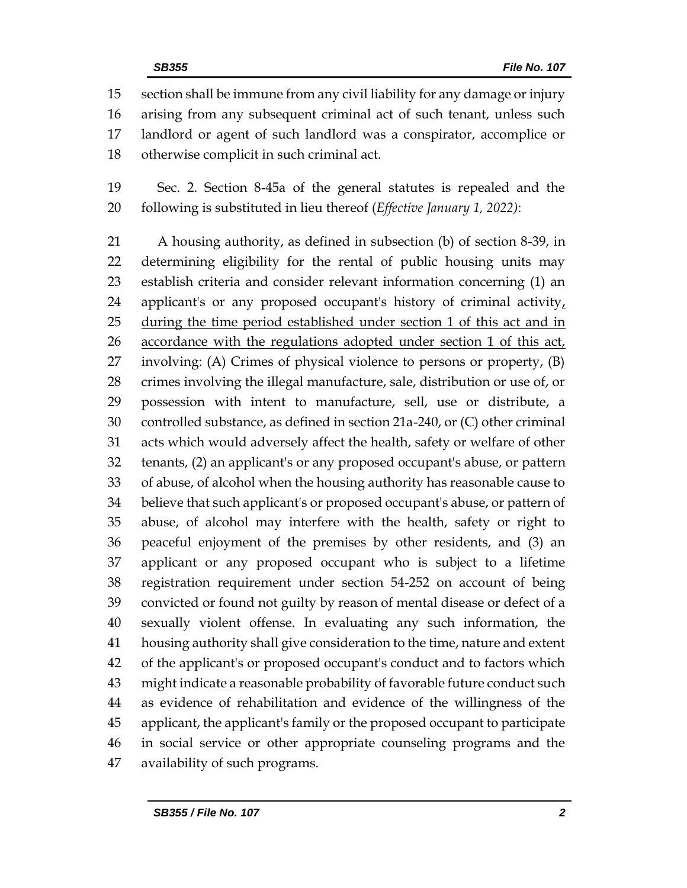15 section shall be immune from any civil liability for any damage or injury
16 arising from any subsequent criminal act of such tenant, unless such
17 landlord or agent of such landlord was a conspirator, accomplice or
18 otherwise complicit in such criminal act.

19 Sec. 2. Section 8-45a of the general statutes is repealed and the
20 following is substituted in lieu thereof (*Effective January 1, 2022*):

21 A housing authority, as defined in subsection (b) of section 8-39, in
22 determining eligibility for the rental of public housing units may
23 establish criteria and consider relevant information concerning (1) an
24 applicant's or any proposed occupant's history of criminal activity,
25 <u>during the time period established under section 1 of this act and in</u>
26 <u>accordance with the regulations adopted under section 1 of this act,</u>
27 involving: (A) Crimes of physical violence to persons or property, (B)
28 crimes involving the illegal manufacture, sale, distribution or use of, or
29 possession with intent to manufacture, sell, use or distribute, a
30 controlled substance, as defined in section 21a-240, or (C) other criminal
31 acts which would adversely affect the health, safety or welfare of other
32 tenants, (2) an applicant's or any proposed occupant's abuse, or pattern
33 of abuse, of alcohol when the housing authority has reasonable cause to
34 believe that such applicant's or proposed occupant's abuse, or pattern of
35 abuse, of alcohol may interfere with the health, safety or right to
36 peaceful enjoyment of the premises by other residents, and (3) an
37 applicant or any proposed occupant who is subject to a lifetime
38 registration requirement under section 54-252 on account of being
39 convicted or found not guilty by reason of mental disease or defect of a
40 sexually violent offense. In evaluating any such information, the
41 housing authority shall give consideration to the time, nature and extent
42 of the applicant's or proposed occupant's conduct and to factors which
43 might indicate a reasonable probability of favorable future conduct such
44 as evidence of rehabilitation and evidence of the willingness of the
45 applicant, the applicant's family or the proposed occupant to participate
46 in social service or other appropriate counseling programs and the
47 availability of such programs.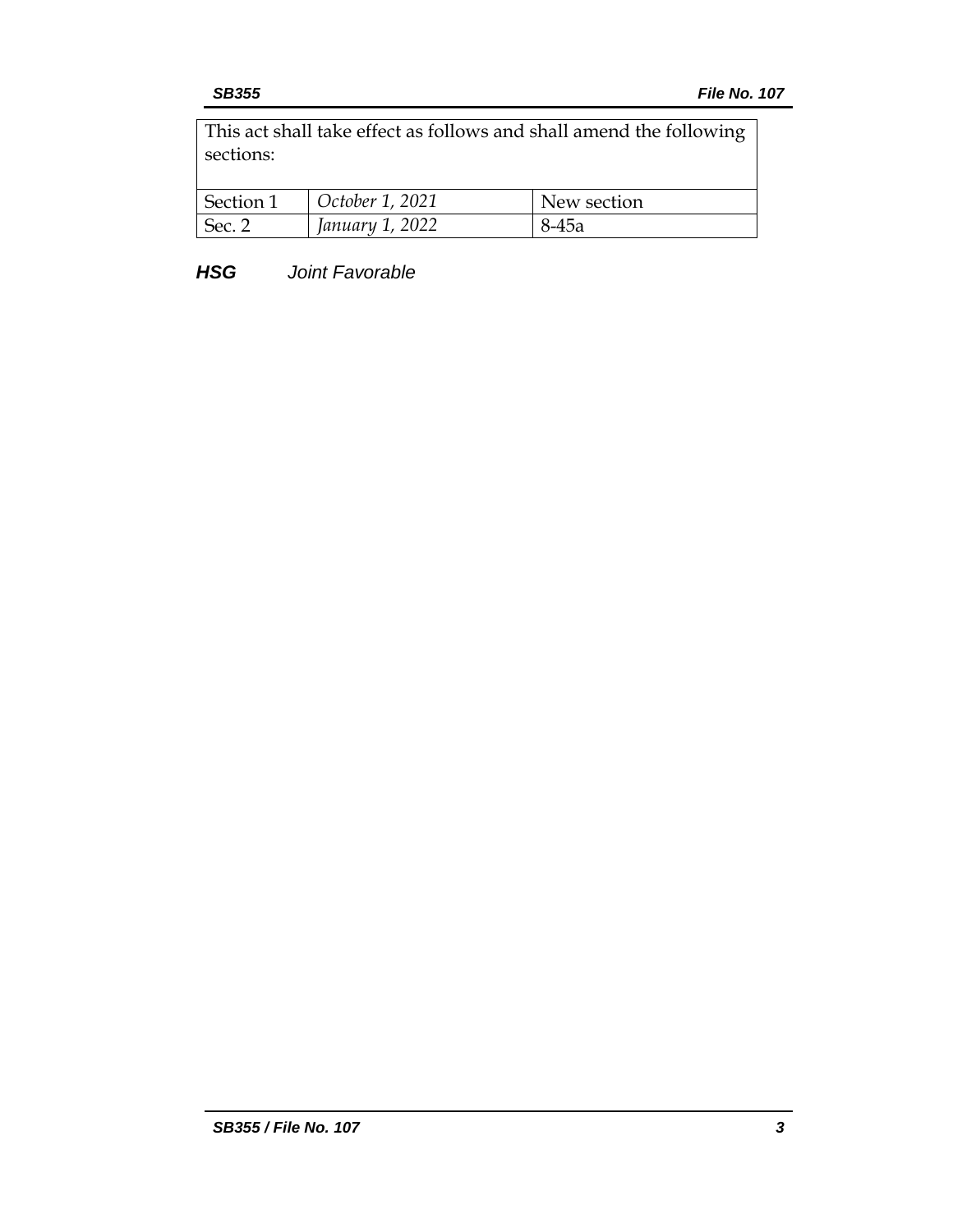| This act shall take effect as follows and shall amend the following sections: | | |
|---|---|---|
| Section 1 | *October 1, 2021* | New section |
| Sec. 2 | *January 1, 2022* | 8-45a |

***HSG*** *Joint Favorable*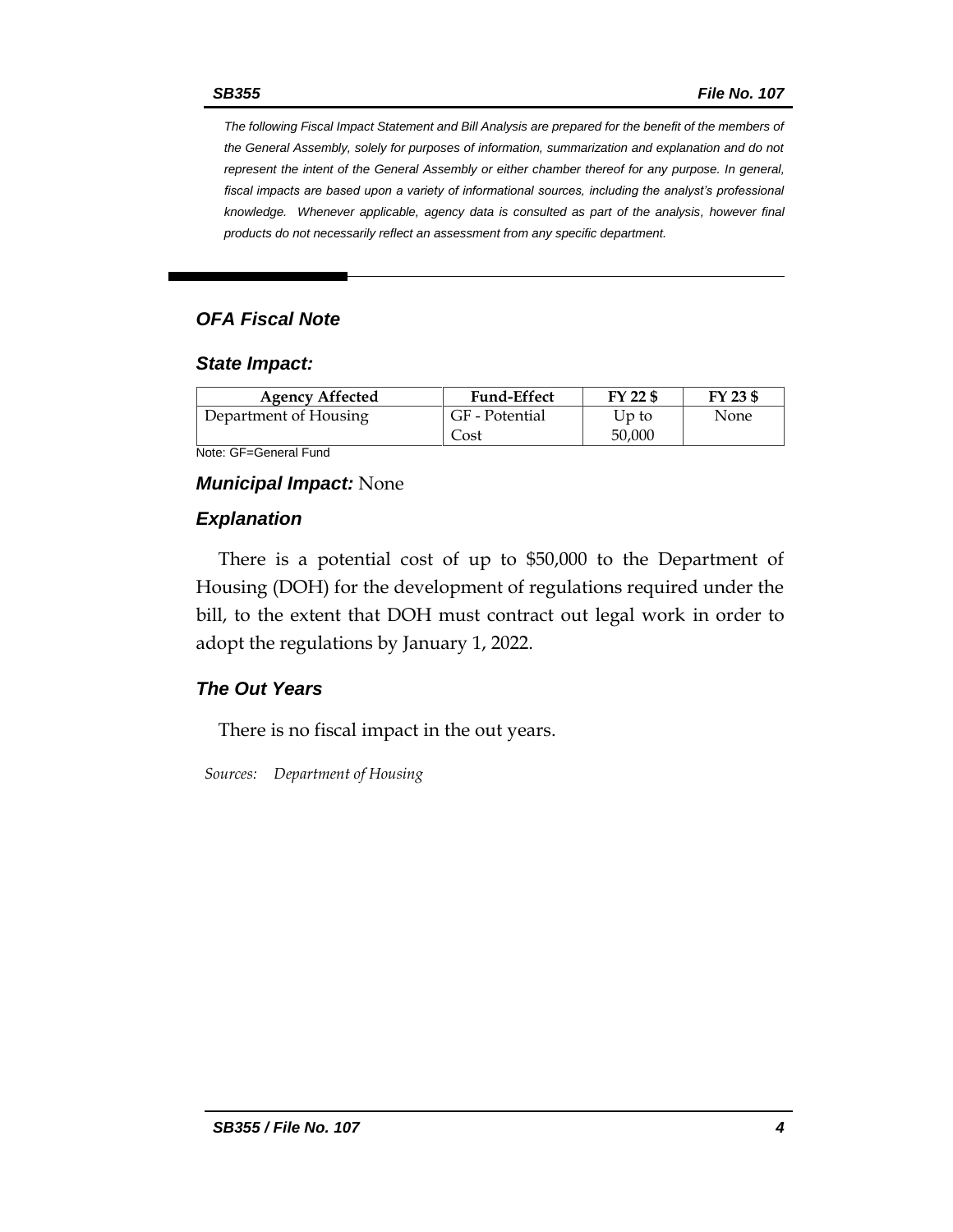*The following Fiscal Impact Statement and Bill Analysis are prepared for the benefit of the members of the General Assembly, solely for purposes of information, summarization and explanation and do not represent the intent of the General Assembly or either chamber thereof for any purpose. In general, fiscal impacts are based upon a variety of informational sources, including the analyst's professional knowledge. Whenever applicable, agency data is consulted as part of the analysis, however final products do not necessarily reflect an assessment from any specific department.*

## *OFA Fiscal Note*

### *State Impact:*

| Agency Affected | Fund-Effect | FY 22 $ | FY 23 $ |
|---|---|---|---|
| Department of Housing | GF - Potential Cost | Up to 50,000 | None |

Note: GF=General Fund

### *Municipal Impact:* None

### *Explanation*

There is a potential cost of up to $50,000 to the Department of Housing (DOH) for the development of regulations required under the bill, to the extent that DOH must contract out legal work in order to adopt the regulations by January 1, 2022.

### *The Out Years*

There is no fiscal impact in the out years.

*Sources: Department of Housing*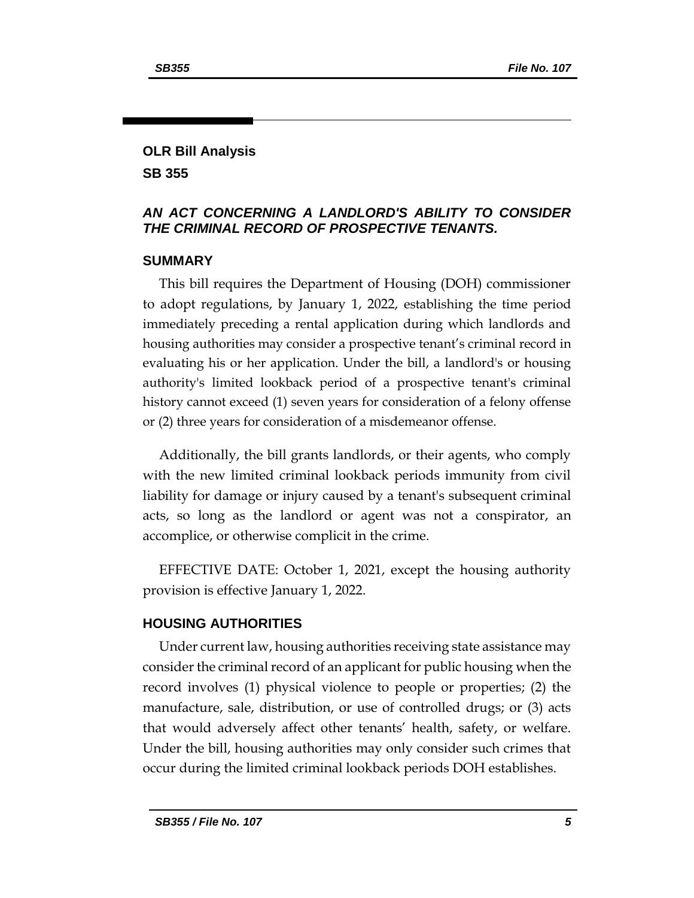## OLR Bill Analysis

## SB 355

### *AN ACT CONCERNING A LANDLORD'S ABILITY TO CONSIDER THE CRIMINAL RECORD OF PROSPECTIVE TENANTS.*

### SUMMARY

This bill requires the Department of Housing (DOH) commissioner to adopt regulations, by January 1, 2022, establishing the time period immediately preceding a rental application during which landlords and housing authorities may consider a prospective tenant's criminal record in evaluating his or her application. Under the bill, a landlord's or housing authority's limited lookback period of a prospective tenant's criminal history cannot exceed (1) seven years for consideration of a felony offense or (2) three years for consideration of a misdemeanor offense.

Additionally, the bill grants landlords, or their agents, who comply with the new limited criminal lookback periods immunity from civil liability for damage or injury caused by a tenant's subsequent criminal acts, so long as the landlord or agent was not a conspirator, an accomplice, or otherwise complicit in the crime.

EFFECTIVE DATE: October 1, 2021, except the housing authority provision is effective January 1, 2022.

### HOUSING AUTHORITIES

Under current law, housing authorities receiving state assistance may consider the criminal record of an applicant for public housing when the record involves (1) physical violence to people or properties; (2) the manufacture, sale, distribution, or use of controlled drugs; or (3) acts that would adversely affect other tenants' health, safety, or welfare. Under the bill, housing authorities may only consider such crimes that occur during the limited criminal lookback periods DOH establishes.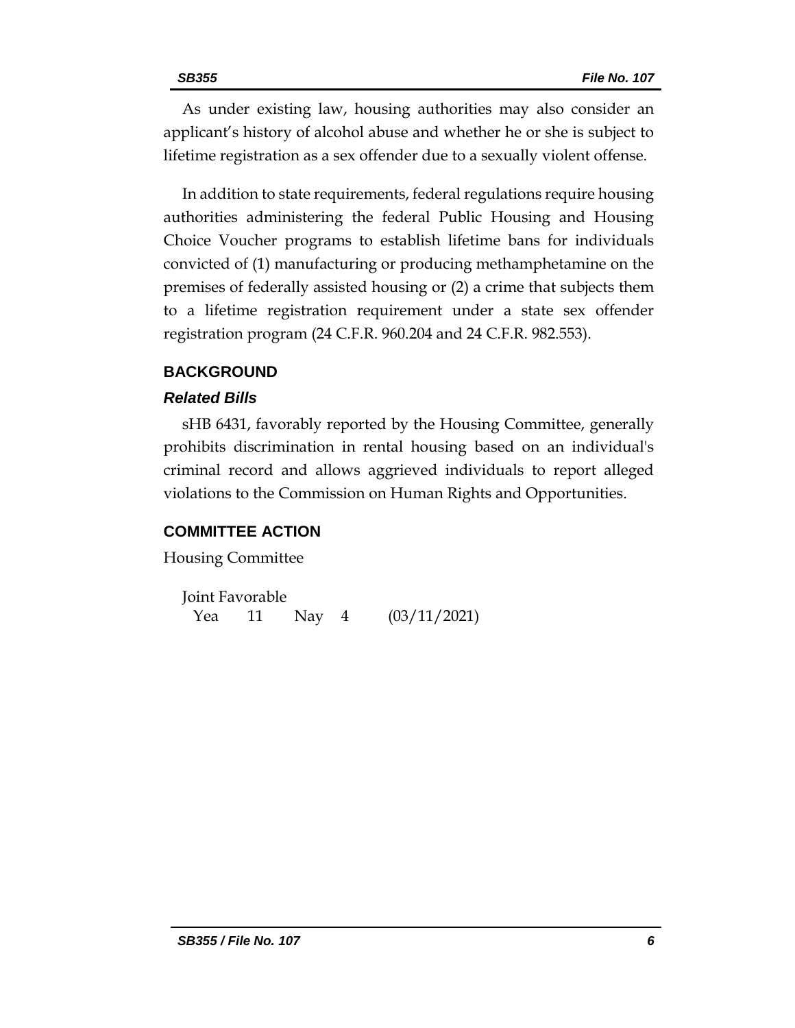As under existing law, housing authorities may also consider an applicant's history of alcohol abuse and whether he or she is subject to lifetime registration as a sex offender due to a sexually violent offense.

In addition to state requirements, federal regulations require housing authorities administering the federal Public Housing and Housing Choice Voucher programs to establish lifetime bans for individuals convicted of (1) manufacturing or producing methamphetamine on the premises of federally assisted housing or (2) a crime that subjects them to a lifetime registration requirement under a state sex offender registration program (24 C.F.R. 960.204 and 24 C.F.R. 982.553).

## BACKGROUND

### *Related Bills*

sHB 6431, favorably reported by the Housing Committee, generally prohibits discrimination in rental housing based on an individual's criminal record and allows aggrieved individuals to report alleged violations to the Commission on Human Rights and Opportunities.

## COMMITTEE ACTION

Housing Committee

Joint Favorable
Yea 11 Nay 4 (03/11/2021)